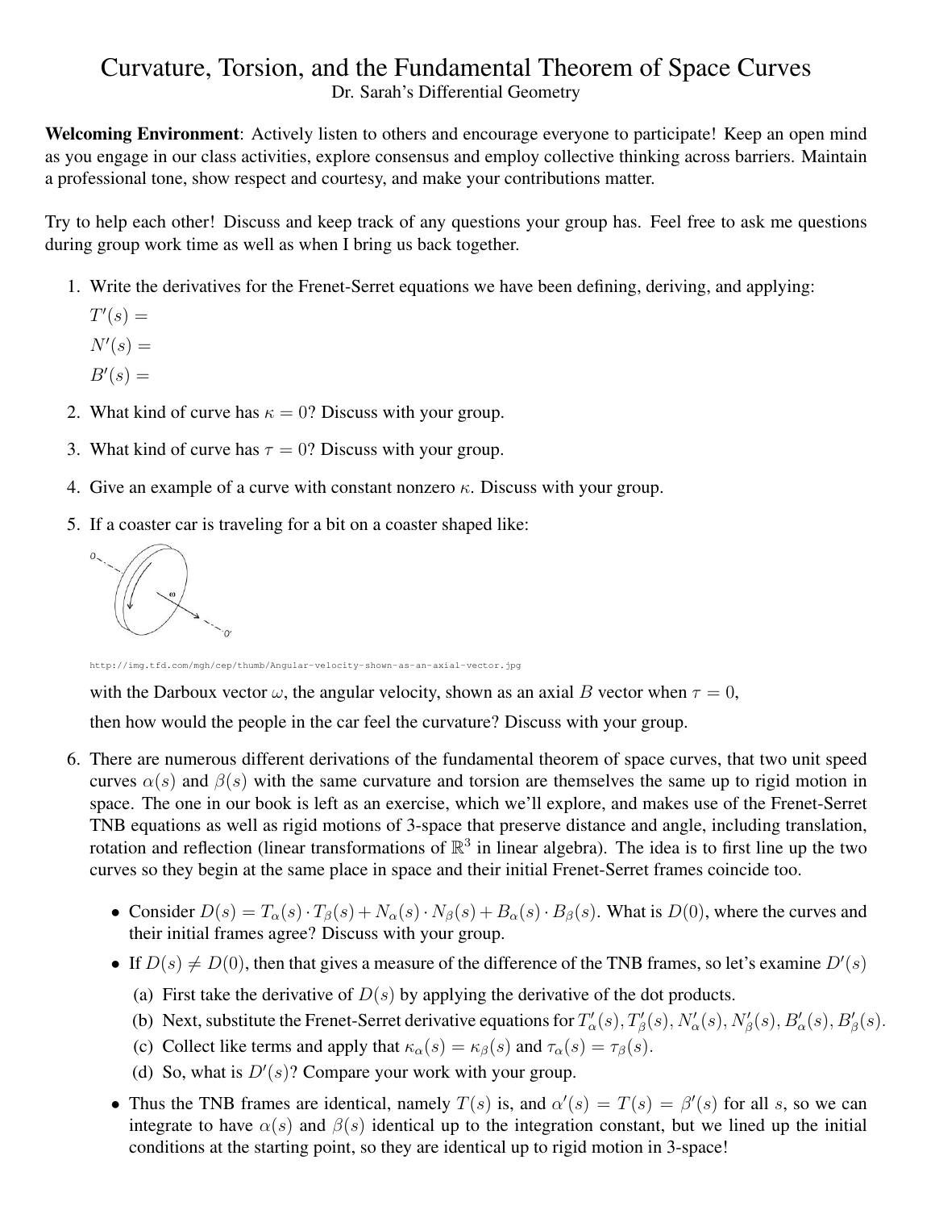# Curvature, Torsion, and the Fundamental Theorem of Space Curves

Dr. Sarah's Differential Geometry

**Welcoming Environment**: Actively listen to others and encourage everyone to participate! Keep an open mind as you engage in our class activities, explore consensus and employ collective thinking across barriers. Maintain a professional tone, show respect and courtesy, and make your contributions matter.

Try to help each other! Discuss and keep track of any questions your group has. Feel free to ask me questions during group work time as well as when I bring us back together.

1. Write the derivatives for the Frenet-Serret equations we have been defining, deriving, and applying:

   $T'(s) =$

   $N'(s) =$

   $B'(s) =$

2. What kind of curve has $\kappa = 0$? Discuss with your group.

3. What kind of curve has $\tau = 0$? Discuss with your group.

4. Give an example of a curve with constant nonzero $\kappa$. Discuss with your group.

5. If a coaster car is traveling for a bit on a coaster shaped like:

   http://img.tfd.com/mgh/cep/thumb/Angular-velocity-shown-as-an-axial-vector.jpg

   with the Darboux vector $\omega$, the angular velocity, shown as an axial $B$ vector when $\tau = 0$,

   then how would the people in the car feel the curvature? Discuss with your group.

6. There are numerous different derivations of the fundamental theorem of space curves, that two unit speed curves $\alpha(s)$ and $\beta(s)$ with the same curvature and torsion are themselves the same up to rigid motion in space. The one in our book is left as an exercise, which we'll explore, and makes use of the Frenet-Serret TNB equations as well as rigid motions of 3-space that preserve distance and angle, including translation, rotation and reflection (linear transformations of $\mathbb{R}^3$ in linear algebra). The idea is to first line up the two curves so they begin at the same place in space and their initial Frenet-Serret frames coincide too.

   - Consider $D(s) = T_\alpha(s) \cdot T_\beta(s) + N_\alpha(s) \cdot N_\beta(s) + B_\alpha(s) \cdot B_\beta(s)$. What is $D(0)$, where the curves and their initial frames agree? Discuss with your group.
   - If $D(s) \neq D(0)$, then that gives a measure of the difference of the TNB frames, so let's examine $D'(s)$
     - (a) First take the derivative of $D(s)$ by applying the derivative of the dot products.
     - (b) Next, substitute the Frenet-Serret derivative equations for $T'_\alpha(s), T'_\beta(s), N'_\alpha(s), N'_\beta(s), B'_\alpha(s), B'_\beta(s)$.
     - (c) Collect like terms and apply that $\kappa_\alpha(s) = \kappa_\beta(s)$ and $\tau_\alpha(s) = \tau_\beta(s)$.
     - (d) So, what is $D'(s)$? Compare your work with your group.
   - Thus the TNB frames are identical, namely $T(s)$ is, and $\alpha'(s) = T(s) = \beta'(s)$ for all $s$, so we can integrate to have $\alpha(s)$ and $\beta(s)$ identical up to the integration constant, but we lined up the initial conditions at the starting point, so they are identical up to rigid motion in 3-space!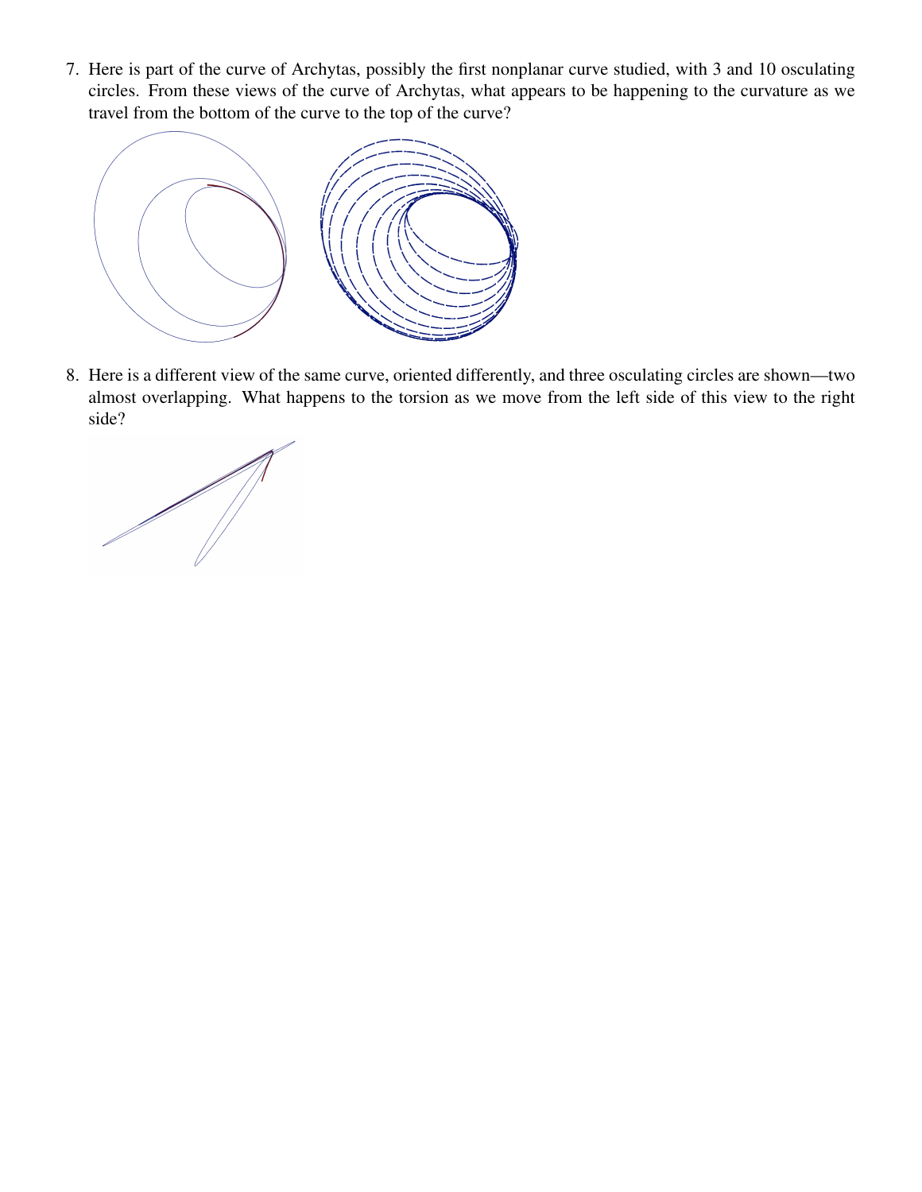7. Here is part of the curve of Archytas, possibly the first nonplanar curve studied, with 3 and 10 osculating circles. From these views of the curve of Archytas, what appears to be happening to the curvature as we travel from the bottom of the curve to the top of the curve?

8. Here is a different view of the same curve, oriented differently, and three osculating circles are shown—two almost overlapping. What happens to the torsion as we move from the left side of this view to the right side?